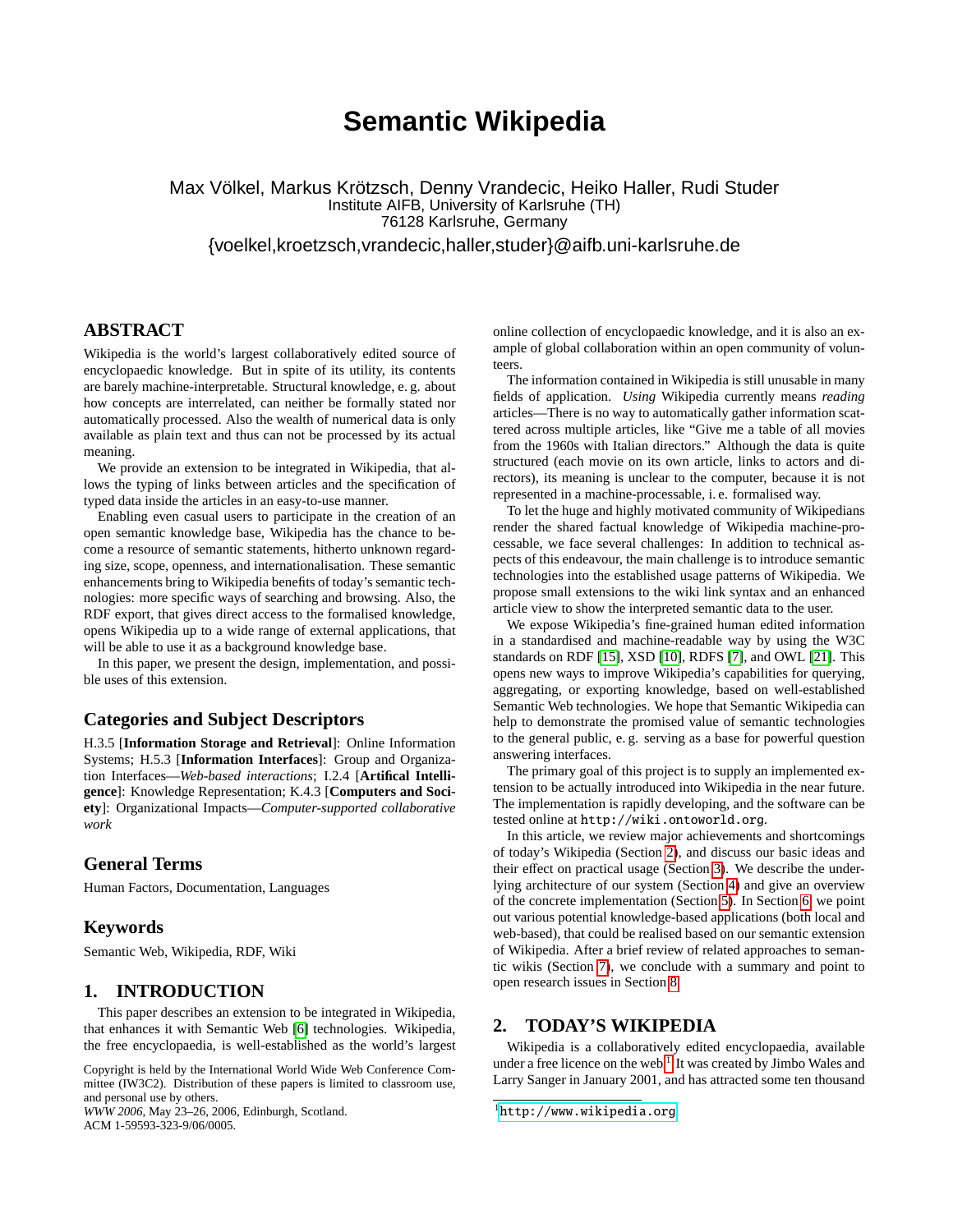# Semantic Wikipedia

Max Völkel, Markus Krötzsch, Denny Vrandecic, Heiko Haller, Rudi Studer
Institute AIFB, University of Karlsruhe (TH)
76128 Karlsruhe, Germany
{voelkel,kroetzsch,vrandecic,haller,studer}@aifb.uni-karlsruhe.de

## ABSTRACT

Wikipedia is the world's largest collaboratively edited source of encyclopaedic knowledge. But in spite of its utility, its contents are barely machine-interpretable. Structural knowledge, e. g. about how concepts are interrelated, can neither be formally stated nor automatically processed. Also the wealth of numerical data is only available as plain text and thus can not be processed by its actual meaning.

We provide an extension to be integrated in Wikipedia, that allows the typing of links between articles and the specification of typed data inside the articles in an easy-to-use manner.

Enabling even casual users to participate in the creation of an open semantic knowledge base, Wikipedia has the chance to become a resource of semantic statements, hitherto unknown regarding size, scope, openness, and internationalisation. These semantic enhancements bring to Wikipedia benefits of today's semantic technologies: more specific ways of searching and browsing. Also, the RDF export, that gives direct access to the formalised knowledge, opens Wikipedia up to a wide range of external applications, that will be able to use it as a background knowledge base.

In this paper, we present the design, implementation, and possible uses of this extension.

## Categories and Subject Descriptors

H.3.5 [**Information Storage and Retrieval**]: Online Information Systems; H.5.3 [**Information Interfaces**]: Group and Organization Interfaces—*Web-based interactions*; I.2.4 [**Artifical Intelligence**]: Knowledge Representation; K.4.3 [**Computers and Society**]: Organizational Impacts—*Computer-supported collaborative work*

## General Terms

Human Factors, Documentation, Languages

## Keywords

Semantic Web, Wikipedia, RDF, Wiki

## 1. INTRODUCTION

This paper describes an extension to be integrated in Wikipedia, that enhances it with Semantic Web [6] technologies. Wikipedia, the free encyclopaedia, is well-established as the world's largest online collection of encyclopaedic knowledge, and it is also an example of global collaboration within an open community of volunteers.

The information contained in Wikipedia is still unusable in many fields of application. *Using* Wikipedia currently means *reading* articles—There is no way to automatically gather information scattered across multiple articles, like "Give me a table of all movies from the 1960s with Italian directors." Although the data is quite structured (each movie on its own article, links to actors and directors), its meaning is unclear to the computer, because it is not represented in a machine-processable, i. e. formalised way.

To let the huge and highly motivated community of Wikipedians render the shared factual knowledge of Wikipedia machine-processable, we face several challenges: In addition to technical aspects of this endeavour, the main challenge is to introduce semantic technologies into the established usage patterns of Wikipedia. We propose small extensions to the wiki link syntax and an enhanced article view to show the interpreted semantic data to the user.

We expose Wikipedia's fine-grained human edited information in a standardised and machine-readable way by using the W3C standards on RDF [15], XSD [10], RDFS [7], and OWL [21]. This opens new ways to improve Wikipedia's capabilities for querying, aggregating, or exporting knowledge, based on well-established Semantic Web technologies. We hope that Semantic Wikipedia can help to demonstrate the promised value of semantic technologies to the general public, e. g. serving as a base for powerful question answering interfaces.

The primary goal of this project is to supply an implemented extension to be actually introduced into Wikipedia in the near future. The implementation is rapidly developing, and the software can be tested online at `http://wiki.ontoworld.org`.

In this article, we review major achievements and shortcomings of today's Wikipedia (Section 2), and discuss our basic ideas and their effect on practical usage (Section 3). We describe the underlying architecture of our system (Section 4) and give an overview of the concrete implementation (Section 5). In Section 6, we point out various potential knowledge-based applications (both local and web-based), that could be realised based on our semantic extension of Wikipedia. After a brief review of related approaches to semantic wikis (Section 7), we conclude with a summary and point to open research issues in Section 8.

## 2. TODAY'S WIKIPEDIA

Wikipedia is a collaboratively edited encyclopaedia, available under a free licence on the web.[1] It was created by Jimbo Wales and Larry Sanger in January 2001, and has attracted some ten thousand

Copyright is held by the International World Wide Web Conference Committee (IW3C2). Distribution of these papers is limited to classroom use, and personal use by others.
*WWW 2006*, May 23–26, 2006, Edinburgh, Scotland.
ACM 1-59593-323-9/06/0005.

[1] `http://www.wikipedia.org`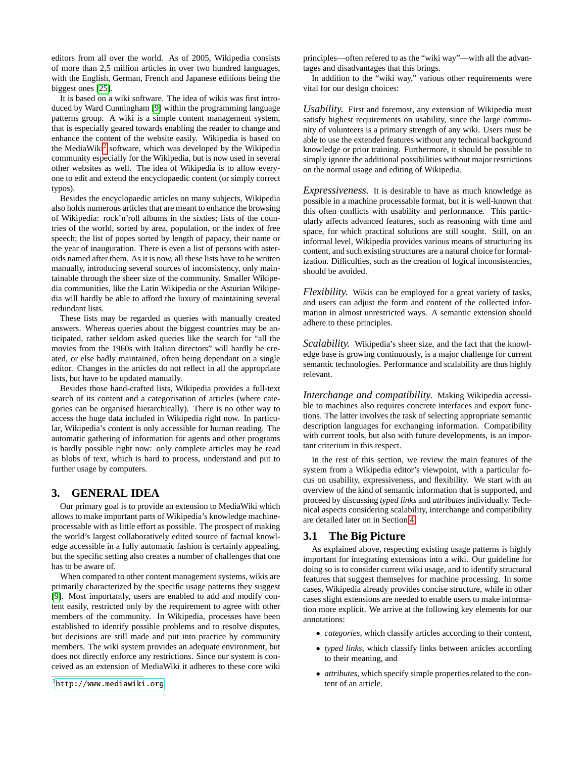editors from all over the world. As of 2005, Wikipedia consists of more than 2,5 million articles in over two hundred languages, with the English, German, French and Japanese editions being the biggest ones [25].

It is based on a wiki software. The idea of wikis was first introduced by Ward Cunningham [9] within the programming language patterns group. A wiki is a simple content management system, that is especially geared towards enabling the reader to change and enhance the content of the website easily. Wikipedia is based on the MediaWiki[2] software, which was developed by the Wikipedia community especially for the Wikipedia, but is now used in several other websites as well. The idea of Wikipedia is to allow everyone to edit and extend the encyclopaedic content (or simply correct typos).

Besides the encyclopaedic articles on many subjects, Wikipedia also holds numerous articles that are meant to enhance the browsing of Wikipedia: rock'n'roll albums in the sixties; lists of the countries of the world, sorted by area, population, or the index of free speech; the list of popes sorted by length of papacy, their name or the year of inauguration. There is even a list of persons with asteroids named after them. As it is now, all these lists have to be written manually, introducing several sources of inconsistency, only maintainable through the sheer size of the community. Smaller Wikipedia communities, like the Latin Wikipedia or the Asturian Wikipedia will hardly be able to afford the luxury of maintaining several redundant lists.

These lists may be regarded as queries with manually created answers. Whereas queries about the biggest countries may be anticipated, rather seldom asked queries like the search for "all the movies from the 1960s with Italian directors" will hardly be created, or else badly maintained, often being dependant on a single editor. Changes in the articles do not reflect in all the appropriate lists, but have to be updated manually.

Besides those hand-crafted lists, Wikipedia provides a full-text search of its content and a categorisation of articles (where categories can be organised hierarchically). There is no other way to access the huge data included in Wikipedia right now. In particular, Wikipedia's content is only accessible for human reading. The automatic gathering of information for agents and other programs is hardly possible right now: only complete articles may be read as blobs of text, which is hard to process, understand and put to further usage by computers.

## 3. GENERAL IDEA

Our primary goal is to provide an extension to MediaWiki which allows to make important parts of Wikipedia's knowledge machine-processable with as little effort as possible. The prospect of making the world's largest collaboratively edited source of factual knowledge accessible in a fully automatic fashion is certainly appealing, but the specific setting also creates a number of challenges that one has to be aware of.

When compared to other content management systems, wikis are primarily characterized by the specific usage patterns they suggest [9]. Most importantly, users are enabled to add and modify content easily, restricted only by the requirement to agree with other members of the community. In Wikipedia, processes have been established to identify possible problems and to resolve disputes, but decisions are still made and put into practice by community members. The wiki system provides an adequate environment, but does not directly enforce any restrictions. Since our system is conceived as an extension of MediaWiki it adheres to these core wiki principles—often refered to as the "wiki way"—with all the advantages and disadvantages that this brings.

In addition to the "wiki way," various other requirements were vital for our design choices:

*Usability.* First and foremost, any extension of Wikipedia must satisfy highest requirements on usability, since the large community of volunteers is a primary strength of any wiki. Users must be able to use the extended features without any technical background knowledge or prior training. Furthermore, it should be possible to simply ignore the additional possibilities without major restrictions on the normal usage and editing of Wikipedia.

*Expressiveness.* It is desirable to have as much knowledge as possible in a machine processable format, but it is well-known that this often conflicts with usability and performance. This particularly affects advanced features, such as reasoning with time and space, for which practical solutions are still sought. Still, on an informal level, Wikipedia provides various means of structuring its content, and such existing structures are a natural choice for formalization. Difficulties, such as the creation of logical inconsistencies, should be avoided.

*Flexibility.* Wikis can be employed for a great variety of tasks, and users can adjust the form and content of the collected information in almost unrestricted ways. A semantic extension should adhere to these principles.

*Scalability.* Wikipedia's sheer size, and the fact that the knowledge base is growing continuously, is a major challenge for current semantic technologies. Performance and scalability are thus highly relevant.

*Interchange and compatibility.* Making Wikipedia accessible to machines also requires concrete interfaces and export functions. The latter involves the task of selecting appropriate semantic description languages for exchanging information. Compatibility with current tools, but also with future developments, is an important criterium in this respect.

In the rest of this section, we review the main features of the system from a Wikipedia editor's viewpoint, with a particular focus on usability, expressiveness, and flexibility. We start with an overview of the kind of semantic information that is supported, and proceed by discussing *typed links* and *attributes* individually. Technical aspects considering scalability, interchange and compatibility are detailed later on in Section 4.

### 3.1 The Big Picture

As explained above, respecting existing usage patterns is highly important for integrating extensions into a wiki. Our guideline for doing so is to consider current wiki usage, and to identify structural features that suggest themselves for machine processing. In some cases, Wikipedia already provides concise structure, while in other cases slight extensions are needed to enable users to make information more explicit. We arrive at the following key elements for our annotations:

- *categories*, which classify articles according to their content,
- *typed links*, which classify links between articles according to their meaning, and
- *attributes*, which specify simple properties related to the content of an article.

[2] http://www.mediawiki.org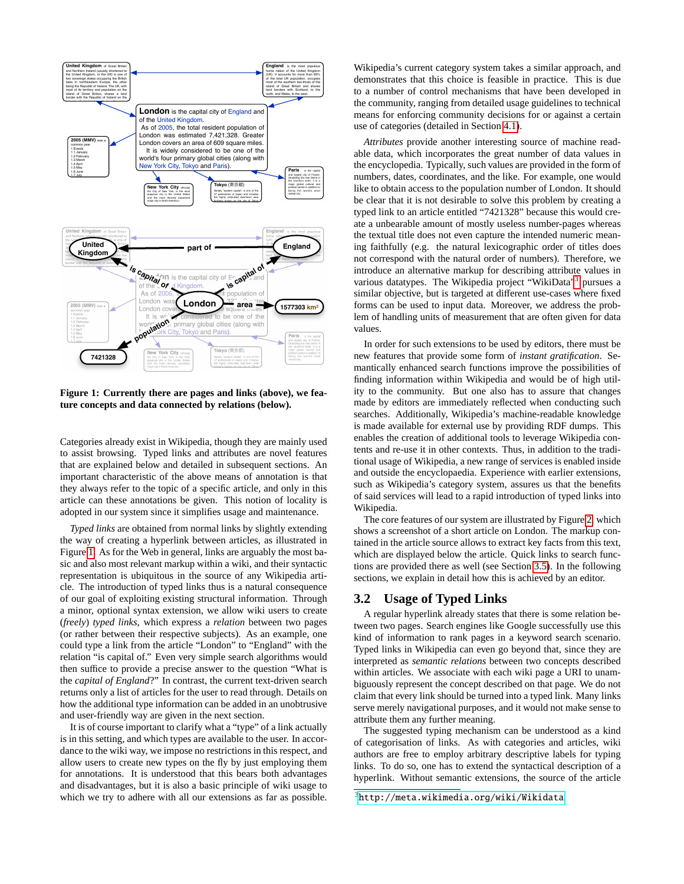Figure 1: **Currently there are pages and links (above), we feature concepts and data connected by relations (below).**

Categories already exist in Wikipedia, though they are mainly used to assist browsing. Typed links and attributes are novel features that are explained below and detailed in subsequent sections. An important characteristic of the above means of annotation is that they always refer to the topic of a specific article, and only in this article can these annotations be given. This notion of locality is adopted in our system since it simplifies usage and maintenance.

*Typed links* are obtained from normal links by slightly extending the way of creating a hyperlink between articles, as illustrated in Figure 1. As for the Web in general, links are arguably the most basic and also most relevant markup within a wiki, and their syntactic representation is ubiquitous in the source of any Wikipedia article. The introduction of typed links thus is a natural consequence of our goal of exploiting existing structural information. Through a minor, optional syntax extension, we allow wiki users to create (*freely*) *typed links*, which express a *relation* between two pages (or rather between their respective subjects). As an example, one could type a link from the article "London" to "England" with the relation "is capital of." Even very simple search algorithms would then suffice to provide a precise answer to the question "What is the *capital of England*?" In contrast, the current text-driven search returns only a list of articles for the user to read through. Details on how the additional type information can be added in an unobtrusive and user-friendly way are given in the next section.

It is of course important to clarify what a "type" of a link actually is in this setting, and which types are available to the user. In accordance to the wiki way, we impose no restrictions in this respect, and allow users to create new types on the fly by just employing them for annotations. It is understood that this bears both advantages and disadvantages, but it is also a basic principle of wiki usage to which we try to adhere with all our extensions as far as possible. Wikipedia's current category system takes a similar approach, and demonstrates that this choice is feasible in practice. This is due to a number of control mechanisms that have been developed in the community, ranging from detailed usage guidelines to technical means for enforcing community decisions for or against a certain use of categories (detailed in Section 4.1).

*Attributes* provide another interesting source of machine readable data, which incorporates the great number of data values in the encyclopedia. Typically, such values are provided in the form of numbers, dates, coordinates, and the like. For example, one would like to obtain access to the population number of London. It should be clear that it is not desirable to solve this problem by creating a typed link to an article entitled "7421328" because this would create an unbearable amount of mostly useless number-pages whereas the textual title does not even capture the intended numeric meaning faithfully (e.g. the natural lexicographic order of titles does not correspond with the natural order of numbers). Therefore, we introduce an alternative markup for describing attribute values in various datatypes. The Wikipedia project "WikiData"[3] pursues a similar objective, but is targeted at different use-cases where fixed forms can be used to input data. Moreover, we address the problem of handling units of measurement that are often given for data values.

In order for such extensions to be used by editors, there must be new features that provide some form of *instant gratification*. Semantically enhanced search functions improve the possibilities of finding information within Wikipedia and will be of high utility to the community. But one also has to assure that changes made by editors are immediately reflected when conducting such searches. Additionally, Wikipedia's machine-readable knowledge is made available for external use by providing RDF dumps. This enables the creation of additional tools to leverage Wikipedia contents and re-use it in other contexts. Thus, in addition to the traditional usage of Wikipedia, a new range of services is enabled inside and outside the encyclopaedia. Experience with earlier extensions, such as Wikipedia's category system, assures us that the benefits of said services will lead to a rapid introduction of typed links into Wikipedia.

The core features of our system are illustrated by Figure 2, which shows a screenshot of a short article on London. The markup contained in the article source allows to extract key facts from this text, which are displayed below the article. Quick links to search functions are provided there as well (see Section 3.5). In the following sections, we explain in detail how this is achieved by an editor.

## 3.2 Usage of Typed Links

A regular hyperlink already states that there is some relation between two pages. Search engines like Google successfully use this kind of information to rank pages in a keyword search scenario. Typed links in Wikipedia can even go beyond that, since they are interpreted as *semantic relations* between two concepts described within articles. We associate with each wiki page a URI to unambiguously represent the concept described on that page. We do not claim that every link should be turned into a typed link. Many links serve merely navigational purposes, and it would not make sense to attribute them any further meaning.

The suggested typing mechanism can be understood as a kind of categorisation of links. As with categories and articles, wiki authors are free to employ arbitrary descriptive labels for typing links. To do so, one has to extend the syntactical description of a hyperlink. Without semantic extensions, the source of the article

[3] `http://meta.wikimedia.org/wiki/Wikidata`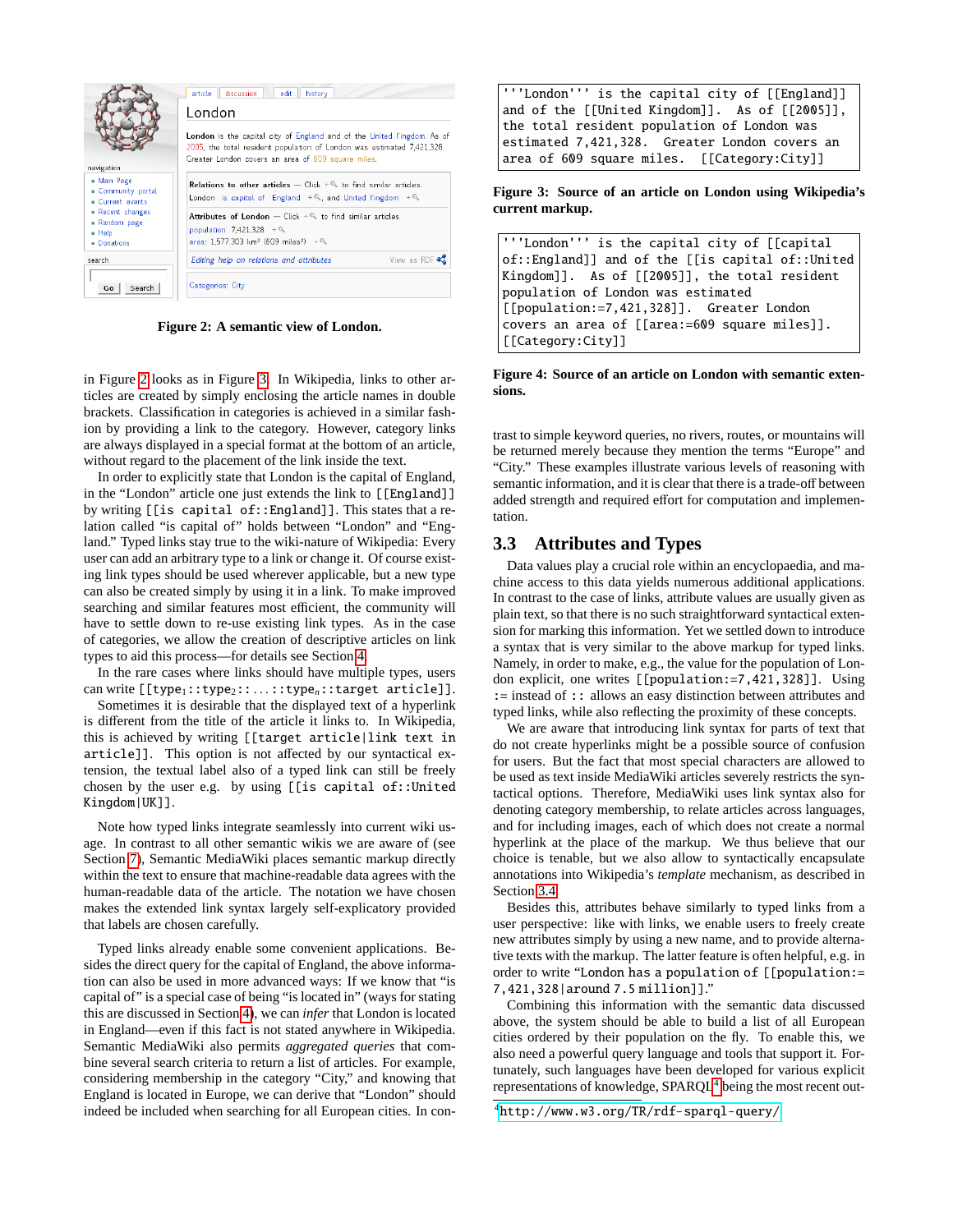London

Figure 2: A semantic view of London.

in Figure 2 looks as in Figure 3. In Wikipedia, links to other articles are created by simply enclosing the article names in double brackets. Classification in categories is achieved in a similar fashion by providing a link to the category. However, category links are always displayed in a special format at the bottom of an article, without regard to the placement of the link inside the text.

In order to explicitly state that London is the capital of England, in the "London" article one just extends the link to `[[England]]` by writing `[[is capital of::England]]`. This states that a relation called "is capital of" holds between "London" and "England." Typed links stay true to the wiki-nature of Wikipedia: Every user can add an arbitrary type to a link or change it. Of course existing link types should be used wherever applicable, but a new type can also be created simply by using it in a link. To make improved searching and similar features most efficient, the community will have to settle down to re-use existing link types. As in the case of categories, we allow the creation of descriptive articles on link types to aid this process—for details see Section 4.

In the rare cases where links should have multiple types, users can write `[[type`$_1$`::type`$_2$`::`...`::type`$_n$`::target article]]`.

Sometimes it is desirable that the displayed text of a hyperlink is different from the title of the article it links to. In Wikipedia, this is achieved by writing `[[target article|link text in article]]`. This option is not affected by our syntactical extension, the textual label also of a typed link can still be freely chosen by the user e.g. by using `[[is capital of::United Kingdom|UK]]`.

Note how typed links integrate seamlessly into current wiki usage. In contrast to all other semantic wikis we are aware of (see Section 7), Semantic MediaWiki places semantic markup directly within the text to ensure that machine-readable data agrees with the human-readable data of the article. The notation we have chosen makes the extended link syntax largely self-explicatory provided that labels are chosen carefully.

Typed links already enable some convenient applications. Besides the direct query for the capital of England, the above information can also be used in more advanced ways: If we know that "is capital of" is a special case of being "is located in" (ways for stating this are discussed in Section 4), we can *infer* that London is located in England—even if this fact is not stated anywhere in Wikipedia. Semantic MediaWiki also permits *aggregated queries* that combine several search criteria to return a list of articles. For example, considering membership in the category "City," and knowing that England is located in Europe, we can derive that "London" should indeed be included when searching for all European cities. In contrast to simple keyword queries, no rivers, routes, or mountains will be returned merely because they mention the terms "Europe" and "City." These examples illustrate various levels of reasoning with semantic information, and it is clear that there is a trade-off between added strength and required effort for computation and implementation.

```
'''London''' is the capital city of [[England]]
and of the [[United Kingdom]]. As of [[2005]],
the total resident population of London was
estimated 7,421,328. Greater London covers an
area of 609 square miles. [[Category:City]]
```

**Figure 3: Source of an article on London using Wikipedia's current markup.**

```
'''London''' is the capital city of [[capital
of::England]] and of the [[is capital of::United
Kingdom]]. As of [[2005]], the total resident
population of London was estimated
[[population:=7,421,328]]. Greater London
covers an area of [[area:=609 square miles]].
[[Category:City]]
```

**Figure 4: Source of an article on London with semantic extensions.**

## 3.3 Attributes and Types

Data values play a crucial role within an encyclopaedia, and machine access to this data yields numerous additional applications. In contrast to the case of links, attribute values are usually given as plain text, so that there is no such straightforward syntactical extension for marking this information. Yet we settled down to introduce a syntax that is very similar to the above markup for typed links. Namely, in order to make, e.g., the value for the population of London explicit, one writes `[[population:=7,421,328]]`. Using `:=` instead of `::` allows an easy distinction between attributes and typed links, while also reflecting the proximity of these concepts.

We are aware that introducing link syntax for parts of text that do not create hyperlinks might be a possible source of confusion for users. But the fact that most special characters are allowed to be used as text inside MediaWiki articles severely restricts the syntactical options. Therefore, MediaWiki uses link syntax also for denoting category membership, to relate articles across languages, and for including images, each of which does not create a normal hyperlink at the place of the markup. We thus believe that our choice is tenable, but we also allow to syntactically encapsulate annotations into Wikipedia's *template* mechanism, as described in Section 3.4.

Besides this, attributes behave similarly to typed links from a user perspective: like with links, we enable users to freely create new attributes simply by using a new name, and to provide alternative texts with the markup. The latter feature is often helpful, e.g. in order to write "`London has a population of [[population:=7,421,328|around 7.5 million]]`."

Combining this information with the semantic data discussed above, the system should be able to build a list of all European cities ordered by their population on the fly. To enable this, we also need a powerful query language and tools that support it. Fortunately, such languages have been developed for various explicit representations of knowledge, SPARQL[4] being the most recent out-

[4] http://www.w3.org/TR/rdf-sparql-query/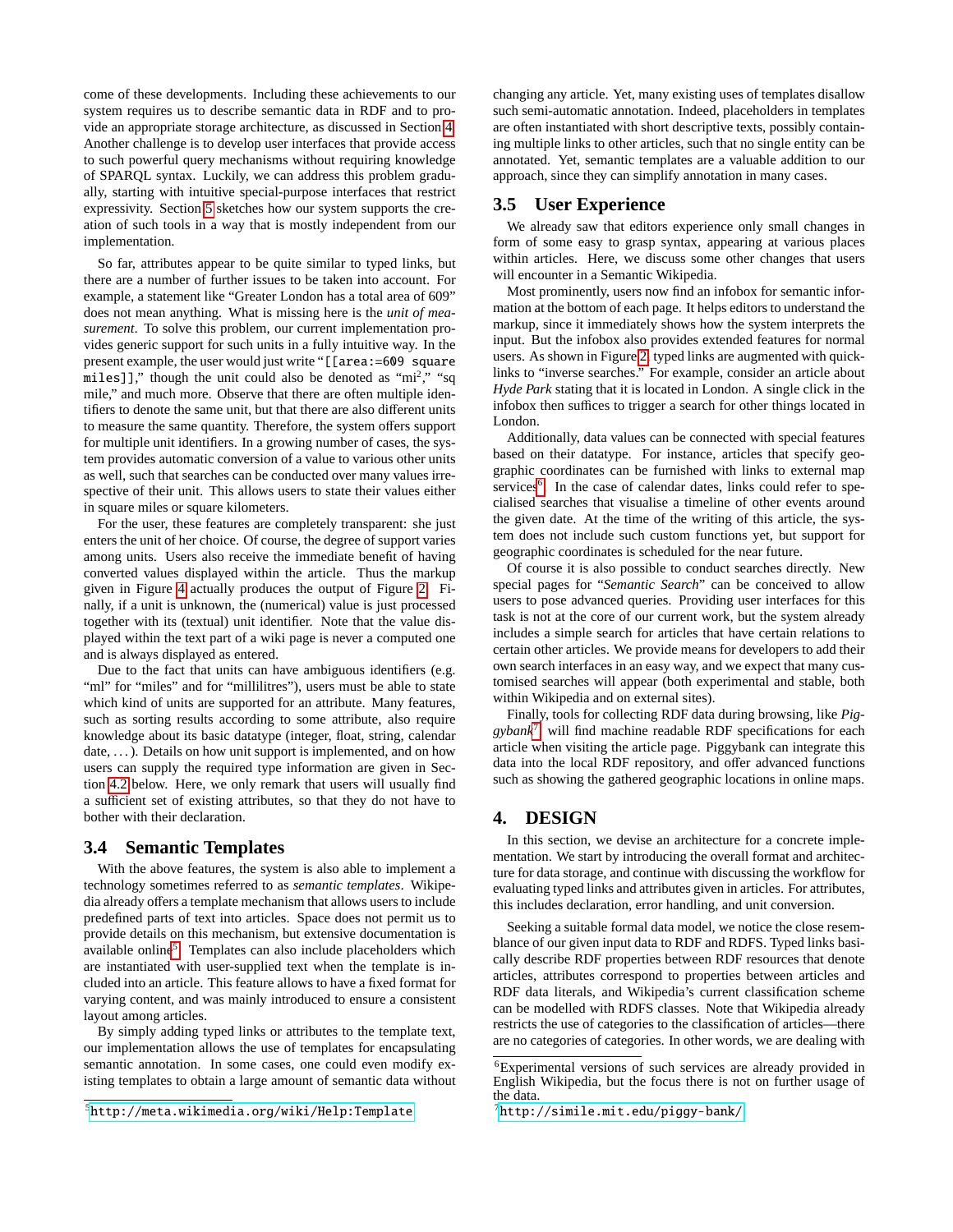come of these developments. Including these achievements to our system requires us to describe semantic data in RDF and to provide an appropriate storage architecture, as discussed in Section 4. Another challenge is to develop user interfaces that provide access to such powerful query mechanisms without requiring knowledge of SPARQL syntax. Luckily, we can address this problem gradually, starting with intuitive special-purpose interfaces that restrict expressivity. Section 5 sketches how our system supports the creation of such tools in a way that is mostly independent from our implementation.

So far, attributes appear to be quite similar to typed links, but there are a number of further issues to be taken into account. For example, a statement like "Greater London has a total area of 609" does not mean anything. What is missing here is the *unit of measurement*. To solve this problem, our current implementation provides generic support for such units in a fully intuitive way. In the present example, the user would just write "`[[area:=609 square miles]]`," though the unit could also be denoted as "mi$^2$," "sq mile," and much more. Observe that there are often multiple identifiers to denote the same unit, but that there are also different units to measure the same quantity. Therefore, the system offers support for multiple unit identifiers. In a growing number of cases, the system provides automatic conversion of a value to various other units as well, such that searches can be conducted over many values irrespective of their unit. This allows users to state their values either in square miles or square kilometers.

For the user, these features are completely transparent: she just enters the unit of her choice. Of course, the degree of support varies among units. Users also receive the immediate benefit of having converted values displayed within the article. Thus the markup given in Figure 4 actually produces the output of Figure 2. Finally, if a unit is unknown, the (numerical) value is just processed together with its (textual) unit identifier. Note that the value displayed within the text part of a wiki page is never a computed one and is always displayed as entered.

Due to the fact that units can have ambiguous identifiers (e.g. "ml" for "miles" and for "millilitres"), users must be able to state which kind of units are supported for an attribute. Many features, such as sorting results according to some attribute, also require knowledge about its basic datatype (integer, float, string, calendar date, ...). Details on how unit support is implemented, and on how users can supply the required type information are given in Section 4.2 below. Here, we only remark that users will usually find a sufficient set of existing attributes, so that they do not have to bother with their declaration.

### 3.4 Semantic Templates

With the above features, the system is also able to implement a technology sometimes referred to as *semantic templates*. Wikipedia already offers a template mechanism that allows users to include predefined parts of text into articles. Space does not permit us to provide details on this mechanism, but extensive documentation is available online[5]. Templates can also include placeholders which are instantiated with user-supplied text when the template is included into an article. This feature allows to have a fixed format for varying content, and was mainly introduced to ensure a consistent layout among articles.

By simply adding typed links or attributes to the template text, our implementation allows the use of templates for encapsulating semantic annotation. In some cases, one could even modify existing templates to obtain a large amount of semantic data without changing any article. Yet, many existing uses of templates disallow such semi-automatic annotation. Indeed, placeholders in templates are often instantiated with short descriptive texts, possibly containing multiple links to other articles, such that no single entity can be annotated. Yet, semantic templates are a valuable addition to our approach, since they can simplify annotation in many cases.

### 3.5 User Experience

We already saw that editors experience only small changes in form of some easy to grasp syntax, appearing at various places within articles. Here, we discuss some other changes that users will encounter in a Semantic Wikipedia.

Most prominently, users now find an infobox for semantic information at the bottom of each page. It helps editors to understand the markup, since it immediately shows how the system interprets the input. But the infobox also provides extended features for normal users. As shown in Figure 2, typed links are augmented with quick-links to "inverse searches." For example, consider an article about *Hyde Park* stating that it is located in London. A single click in the infobox then suffices to trigger a search for other things located in London.

Additionally, data values can be connected with special features based on their datatype. For instance, articles that specify geographic coordinates can be furnished with links to external map services[6]. In the case of calendar dates, links could refer to specialised searches that visualise a timeline of other events around the given date. At the time of the writing of this article, the system does not include such custom functions yet, but support for geographic coordinates is scheduled for the near future.

Of course it is also possible to conduct searches directly. New special pages for "*Semantic Search*" can be conceived to allow users to pose advanced queries. Providing user interfaces for this task is not at the core of our current work, but the system already includes a simple search for articles that have certain relations to certain other articles. We provide means for developers to add their own search interfaces in an easy way, and we expect that many customised searches will appear (both experimental and stable, both within Wikipedia and on external sites).

Finally, tools for collecting RDF data during browsing, like *Piggybank*[7] will find machine readable RDF specifications for each article when visiting the article page. Piggybank can integrate this data into the local RDF repository, and offer advanced functions such as showing the gathered geographic locations in online maps.

## 4. DESIGN

In this section, we devise an architecture for a concrete implementation. We start by introducing the overall format and architecture for data storage, and continue with discussing the workflow for evaluating typed links and attributes given in articles. For attributes, this includes declaration, error handling, and unit conversion.

Seeking a suitable formal data model, we notice the close resemblance of our given input data to RDF and RDFS. Typed links basically describe RDF properties between RDF resources that denote articles, attributes correspond to properties between articles and RDF data literals, and Wikipedia's current classification scheme can be modelled with RDFS classes. Note that Wikipedia already restricts the use of categories to the classification of articles—there are no categories of categories. In other words, we are dealing with

[5] http://meta.wikimedia.org/wiki/Help:Template

[6] Experimental versions of such services are already provided in English Wikipedia, but the focus there is not on further usage of the data.

[7] http://simile.mit.edu/piggy-bank/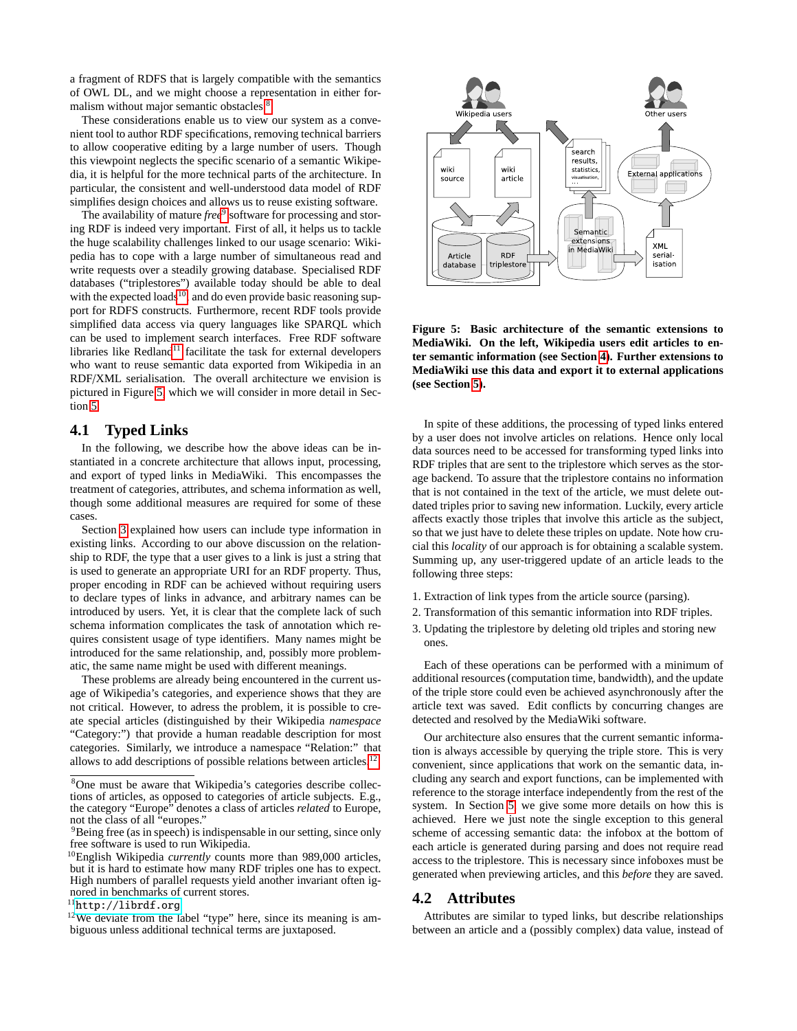a fragment of RDFS that is largely compatible with the semantics of OWL DL, and we might choose a representation in either formalism without major semantic obstacles.[8]

These considerations enable us to view our system as a convenient tool to author RDF specifications, removing technical barriers to allow cooperative editing by a large number of users. Though this viewpoint neglects the specific scenario of a semantic Wikipedia, it is helpful for the more technical parts of the architecture. In particular, the consistent and well-understood data model of RDF simplifies design choices and allows us to reuse existing software.

The availability of mature *free*[9] software for processing and storing RDF is indeed very important. First of all, it helps us to tackle the huge scalability challenges linked to our usage scenario: Wikipedia has to cope with a large number of simultaneous read and write requests over a steadily growing database. Specialised RDF databases ("triplestores") available today should be able to deal with the expected loads[10] and do even provide basic reasoning support for RDFS constructs. Furthermore, recent RDF tools provide simplified data access via query languages like SPARQL which can be used to implement search interfaces. Free RDF software libraries like Redland[11] facilitate the task for external developers who want to reuse semantic data exported from Wikipedia in an RDF/XML serialisation. The overall architecture we envision is pictured in Figure 5, which we will consider in more detail in Section 5.

## 4.1 Typed Links

In the following, we describe how the above ideas can be instantiated in a concrete architecture that allows input, processing, and export of typed links in MediaWiki. This encompasses the treatment of categories, attributes, and schema information as well, though some additional measures are required for some of these cases.

Section 3 explained how users can include type information in existing links. According to our above discussion on the relationship to RDF, the type that a user gives to a link is just a string that is used to generate an appropriate URI for an RDF property. Thus, proper encoding in RDF can be achieved without requiring users to declare types of links in advance, and arbitrary names can be introduced by users. Yet, it is clear that the complete lack of such schema information complicates the task of annotation which requires consistent usage of type identifiers. Many names might be introduced for the same relationship, and, possibly more problematic, the same name might be used with different meanings.

These problems are already being encountered in the current usage of Wikipedia's categories, and experience shows that they are not critical. However, to adress the problem, it is possible to create special articles (distinguished by their Wikipedia *namespace* "Category:") that provide a human readable description for most categories. Similarly, we introduce a namespace "Relation:" that allows to add descriptions of possible relations between articles.[12]

Wikipedia users

Other users

wiki source

wiki article

search results, statistics, visualisation, ...

External applications

Article database

RDF triplestore

Semantic extensions in MediaWiki

XML serial-isation

**Figure 5: Basic architecture of the semantic extensions to MediaWiki. On the left, Wikipedia users edit articles to enter semantic information (see Section 4). Further extensions to MediaWiki use this data and export it to external applications (see Section 5).**

In spite of these additions, the processing of typed links entered by a user does not involve articles on relations. Hence only local data sources need to be accessed for transforming typed links into RDF triples that are sent to the triplestore which serves as the storage backend. To assure that the triplestore contains no information that is not contained in the text of the article, we must delete outdated triples prior to saving new information. Luckily, every article affects exactly those triples that involve this article as the subject, so that we just have to delete these triples on update. Note how crucial this *locality* of our approach is for obtaining a scalable system. Summing up, any user-triggered update of an article leads to the following three steps:

1. Extraction of link types from the article source (parsing).
2. Transformation of this semantic information into RDF triples.
3. Updating the triplestore by deleting old triples and storing new ones.

Each of these operations can be performed with a minimum of additional resources (computation time, bandwidth), and the update of the triple store could even be achieved asynchronously after the article text was saved. Edit conflicts by concurring changes are detected and resolved by the MediaWiki software.

Our architecture also ensures that the current semantic information is always accessible by querying the triple store. This is very convenient, since applications that work on the semantic data, including any search and export functions, can be implemented with reference to the storage interface independently from the rest of the system. In Section 5 we give some more details on how this is achieved. Here we just note the single exception to this general scheme of accessing semantic data: the infobox at the bottom of each article is generated during parsing and does not require read access to the triplestore. This is necessary since infoboxes must be generated when previewing articles, and this *before* they are saved.

## 4.2 Attributes

Attributes are similar to typed links, but describe relationships between an article and a (possibly complex) data value, instead of

---

[8] One must be aware that Wikipedia's categories describe collections of articles, as opposed to categories of article subjects. E.g., the category "Europe" denotes a class of articles *related* to Europe, not the class of all "europes."

[9] Being free (as in speech) is indispensable in our setting, since only free software is used to run Wikipedia.

[10] English Wikipedia *currently* counts more than 989,000 articles, but it is hard to estimate how many RDF triples one has to expect. High numbers of parallel requests yield another invariant often ignored in benchmarks of current stores.

[11] http://librdf.org

[12] We deviate from the label "type" here, since its meaning is ambiguous unless additional technical terms are juxtaposed.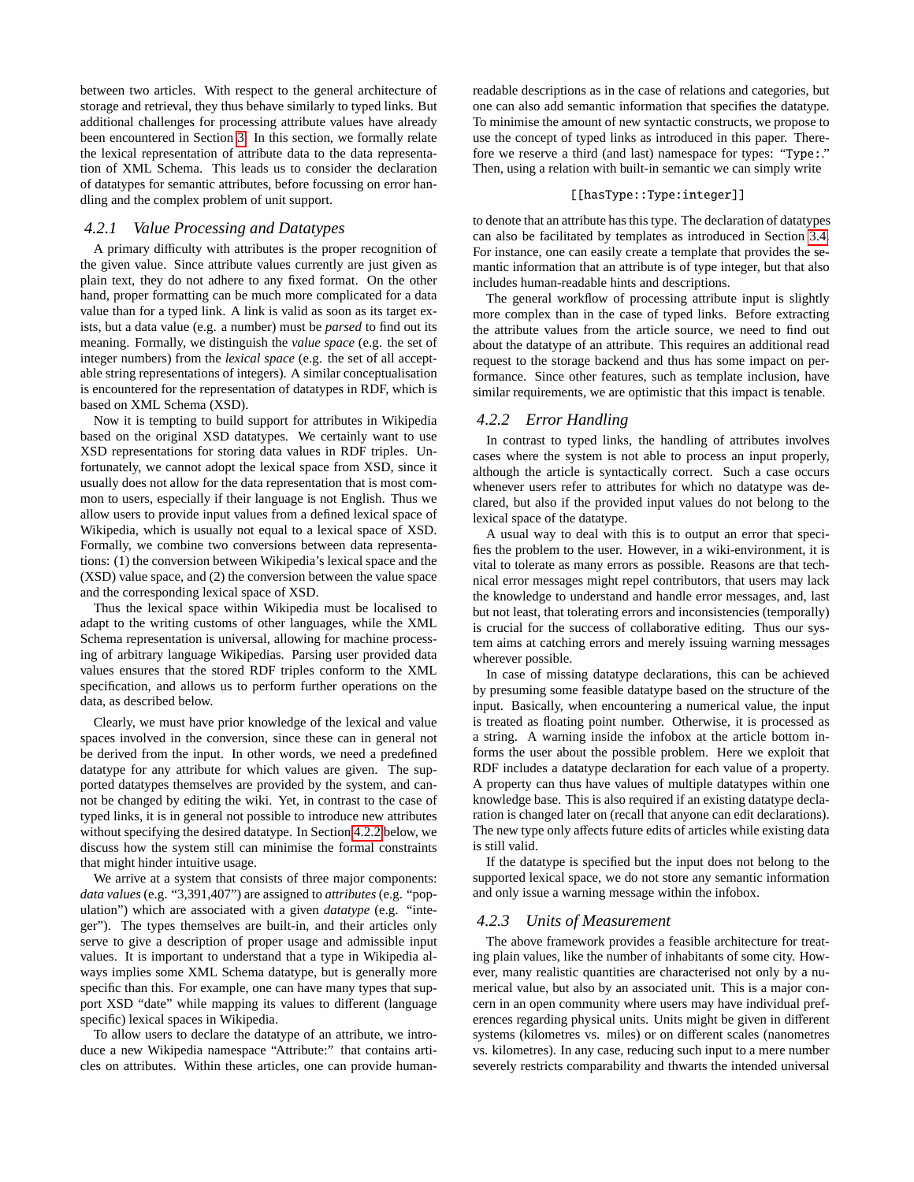between two articles. With respect to the general architecture of storage and retrieval, they thus behave similarly to typed links. But additional challenges for processing attribute values have already been encountered in Section 3. In this section, we formally relate the lexical representation of attribute data to the data representation of XML Schema. This leads us to consider the declaration of datatypes for semantic attributes, before focussing on error handling and the complex problem of unit support.

### 4.2.1 Value Processing and Datatypes

A primary difficulty with attributes is the proper recognition of the given value. Since attribute values currently are just given as plain text, they do not adhere to any fixed format. On the other hand, proper formatting can be much more complicated for a data value than for a typed link. A link is valid as soon as its target exists, but a data value (e.g. a number) must be *parsed* to find out its meaning. Formally, we distinguish the *value space* (e.g. the set of integer numbers) from the *lexical space* (e.g. the set of all acceptable string representations of integers). A similar conceptualisation is encountered for the representation of datatypes in RDF, which is based on XML Schema (XSD).

Now it is tempting to build support for attributes in Wikipedia based on the original XSD datatypes. We certainly want to use XSD representations for storing data values in RDF triples. Unfortunately, we cannot adopt the lexical space from XSD, since it usually does not allow for the data representation that is most common to users, especially if their language is not English. Thus we allow users to provide input values from a defined lexical space of Wikipedia, which is usually not equal to a lexical space of XSD. Formally, we combine two conversions between data representations: (1) the conversion between Wikipedia's lexical space and the (XSD) value space, and (2) the conversion between the value space and the corresponding lexical space of XSD.

Thus the lexical space within Wikipedia must be localised to adapt to the writing customs of other languages, while the XML Schema representation is universal, allowing for machine processing of arbitrary language Wikipedias. Parsing user provided data values ensures that the stored RDF triples conform to the XML specification, and allows us to perform further operations on the data, as described below.

Clearly, we must have prior knowledge of the lexical and value spaces involved in the conversion, since these can in general not be derived from the input. In other words, we need a predefined datatype for any attribute for which values are given. The supported datatypes themselves are provided by the system, and cannot be changed by editing the wiki. Yet, in contrast to the case of typed links, it is in general not possible to introduce new attributes without specifying the desired datatype. In Section 4.2.2 below, we discuss how the system still can minimise the formal constraints that might hinder intuitive usage.

We arrive at a system that consists of three major components: *data values* (e.g. "3,391,407") are assigned to *attributes* (e.g. "population") which are associated with a given *datatype* (e.g. "integer"). The types themselves are built-in, and their articles only serve to give a description of proper usage and admissible input values. It is important to understand that a type in Wikipedia always implies some XML Schema datatype, but is generally more specific than this. For example, one can have many types that support XSD "date" while mapping its values to different (language specific) lexical spaces in Wikipedia.

To allow users to declare the datatype of an attribute, we introduce a new Wikipedia namespace "Attribute:" that contains articles on attributes. Within these articles, one can provide human-readable descriptions as in the case of relations and categories, but one can also add semantic information that specifies the datatype. To minimise the amount of new syntactic constructs, we propose to use the concept of typed links as introduced in this paper. Therefore we reserve a third (and last) namespace for types: "Type:." Then, using a relation with built-in semantic we can simply write

```
[[hasType::Type:integer]]
```

to denote that an attribute has this type. The declaration of datatypes can also be facilitated by templates as introduced in Section 3.4. For instance, one can easily create a template that provides the semantic information that an attribute is of type integer, but that also includes human-readable hints and descriptions.

The general workflow of processing attribute input is slightly more complex than in the case of typed links. Before extracting the attribute values from the article source, we need to find out about the datatype of an attribute. This requires an additional read request to the storage backend and thus has some impact on performance. Since other features, such as template inclusion, have similar requirements, we are optimistic that this impact is tenable.

### 4.2.2 Error Handling

In contrast to typed links, the handling of attributes involves cases where the system is not able to process an input properly, although the article is syntactically correct. Such a case occurs whenever users refer to attributes for which no datatype was declared, but also if the provided input values do not belong to the lexical space of the datatype.

A usual way to deal with this is to output an error that specifies the problem to the user. However, in a wiki-environment, it is vital to tolerate as many errors as possible. Reasons are that technical error messages might repel contributors, that users may lack the knowledge to understand and handle error messages, and, last but not least, that tolerating errors and inconsistencies (temporally) is crucial for the success of collaborative editing. Thus our system aims at catching errors and merely issuing warning messages wherever possible.

In case of missing datatype declarations, this can be achieved by presuming some feasible datatype based on the structure of the input. Basically, when encountering a numerical value, the input is treated as floating point number. Otherwise, it is processed as a string. A warning inside the infobox at the article bottom informs the user about the possible problem. Here we exploit that RDF includes a datatype declaration for each value of a property. A property can thus have values of multiple datatypes within one knowledge base. This is also required if an existing datatype declaration is changed later on (recall that anyone can edit declarations). The new type only affects future edits of articles while existing data is still valid.

If the datatype is specified but the input does not belong to the supported lexical space, we do not store any semantic information and only issue a warning message within the infobox.

### 4.2.3 Units of Measurement

The above framework provides a feasible architecture for treating plain values, like the number of inhabitants of some city. However, many realistic quantities are characterised not only by a numerical value, but also by an associated unit. This is a major concern in an open community where users may have individual preferences regarding physical units. Units might be given in different systems (kilometres vs. miles) or on different scales (nanometres vs. kilometres). In any case, reducing such input to a mere number severely restricts comparability and thwarts the intended universal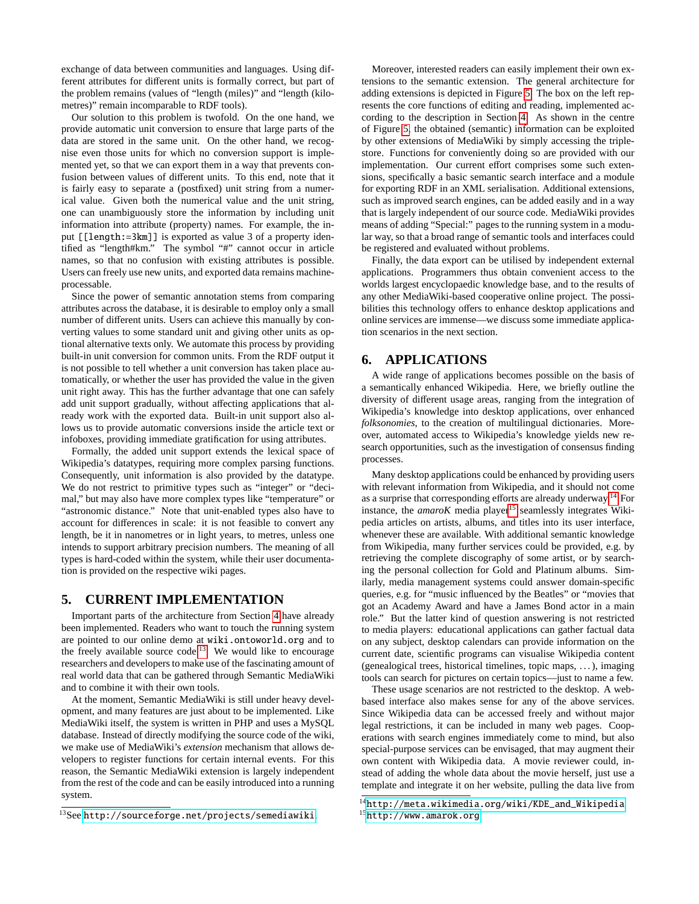exchange of data between communities and languages. Using different attributes for different units is formally correct, but part of the problem remains (values of “length (miles)” and “length (kilometres)” remain incomparable to RDF tools).

Our solution to this problem is twofold. On the one hand, we provide automatic unit conversion to ensure that large parts of the data are stored in the same unit. On the other hand, we recognise even those units for which no conversion support is implemented yet, so that we can export them in a way that prevents confusion between values of different units. To this end, note that it is fairly easy to separate a (postfixed) unit string from a numerical value. Given both the numerical value and the unit string, one can unambiguously store the information by including unit information into attribute (property) names. For example, the input `[[length:=3km]]` is exported as value 3 of a property identified as “length#km.” The symbol “#” cannot occur in article names, so that no confusion with existing attributes is possible. Users can freely use new units, and exported data remains machine-processable.

Since the power of semantic annotation stems from comparing attributes across the database, it is desirable to employ only a small number of different units. Users can achieve this manually by converting values to some standard unit and giving other units as optional alternative texts only. We automate this process by providing built-in unit conversion for common units. From the RDF output it is not possible to tell whether a unit conversion has taken place automatically, or whether the user has provided the value in the given unit right away. This has the further advantage that one can safely add unit support gradually, without affecting applications that already work with the exported data. Built-in unit support also allows us to provide automatic conversions inside the article text or infoboxes, providing immediate gratification for using attributes.

Formally, the added unit support extends the lexical space of Wikipedia’s datatypes, requiring more complex parsing functions. Consequently, unit information is also provided by the datatype. We do not restrict to primitive types such as “integer” or “decimal,” but may also have more complex types like “temperature” or “astronomic distance.” Note that unit-enabled types also have to account for differences in scale: it is not feasible to convert any length, be it in nanometres or in light years, to metres, unless one intends to support arbitrary precision numbers. The meaning of all types is hard-coded within the system, while their user documentation is provided on the respective wiki pages.

## 5. CURRENT IMPLEMENTATION

Important parts of the architecture from Section 4 have already been implemented. Readers who want to touch the running system are pointed to our online demo at `wiki.ontoworld.org` and to the freely available source code[13]. We would like to encourage researchers and developers to make use of the fascinating amount of real world data that can be gathered through Semantic MediaWiki and to combine it with their own tools.

At the moment, Semantic MediaWiki is still under heavy development, and many features are just about to be implemented. Like MediaWiki itself, the system is written in PHP and uses a MySQL database. Instead of directly modifying the source code of the wiki, we make use of MediaWiki’s *extension* mechanism that allows developers to register functions for certain internal events. For this reason, the Semantic MediaWiki extension is largely independent from the rest of the code and can be easily introduced into a running system.

Moreover, interested readers can easily implement their own extensions to the semantic extension. The general architecture for adding extensions is depicted in Figure 5. The box on the left represents the core functions of editing and reading, implemented according to the description in Section 4. As shown in the centre of Figure 5, the obtained (semantic) information can be exploited by other extensions of MediaWiki by simply accessing the triple-store. Functions for conveniently doing so are provided with our implementation. Our current effort comprises some such extensions, specifically a basic semantic search interface and a module for exporting RDF in an XML serialisation. Additional extensions, such as improved search engines, can be added easily and in a way that is largely independent of our source code. MediaWiki provides means of adding “Special:” pages to the running system in a modular way, so that a broad range of semantic tools and interfaces could be registered and evaluated without problems.

Finally, the data export can be utilised by independent external applications. Programmers thus obtain convenient access to the worlds largest encyclopaedic knowledge base, and to the results of any other MediaWiki-based cooperative online project. The possibilities this technology offers to enhance desktop applications and online services are immense—we discuss some immediate application scenarios in the next section.

## 6. APPLICATIONS

A wide range of applications becomes possible on the basis of a semantically enhanced Wikipedia. Here, we briefly outline the diversity of different usage areas, ranging from the integration of Wikipedia’s knowledge into desktop applications, over enhanced *folksonomies*, to the creation of multilingual dictionaries. Moreover, automated access to Wikipedia’s knowledge yields new research opportunities, such as the investigation of consensus finding processes.

Many desktop applications could be enhanced by providing users with relevant information from Wikipedia, and it should not come as a surprise that corresponding efforts are already underway.[14] For instance, the *amaroK* media player[15] seamlessly integrates Wikipedia articles on artists, albums, and titles into its user interface, whenever these are available. With additional semantic knowledge from Wikipedia, many further services could be provided, e.g. by retrieving the complete discography of some artist, or by searching the personal collection for Gold and Platinum albums. Similarly, media management systems could answer domain-specific queries, e.g. for “music influenced by the Beatles” or “movies that got an Academy Award and have a James Bond actor in a main role.” But the latter kind of question answering is not restricted to media players: educational applications can gather factual data on any subject, desktop calendars can provide information on the current date, scientific programs can visualise Wikipedia content (genealogical trees, historical timelines, topic maps, ...), imaging tools can search for pictures on certain topics—just to name a few.

These usage scenarios are not restricted to the desktop. A web-based interface also makes sense for any of the above services. Since Wikipedia data can be accessed freely and without major legal restrictions, it can be included in many web pages. Cooperations with search engines immediately come to mind, but also special-purpose services can be envisaged, that may augment their own content with Wikipedia data. A movie reviewer could, instead of adding the whole data about the movie herself, just use a template and integrate it on her website, pulling the data live from

[13] See `http://sourceforge.net/projects/semediawiki`

[14] `http://meta.wikimedia.org/wiki/KDE_and_Wikipedia`

[15] `http://www.amarok.org`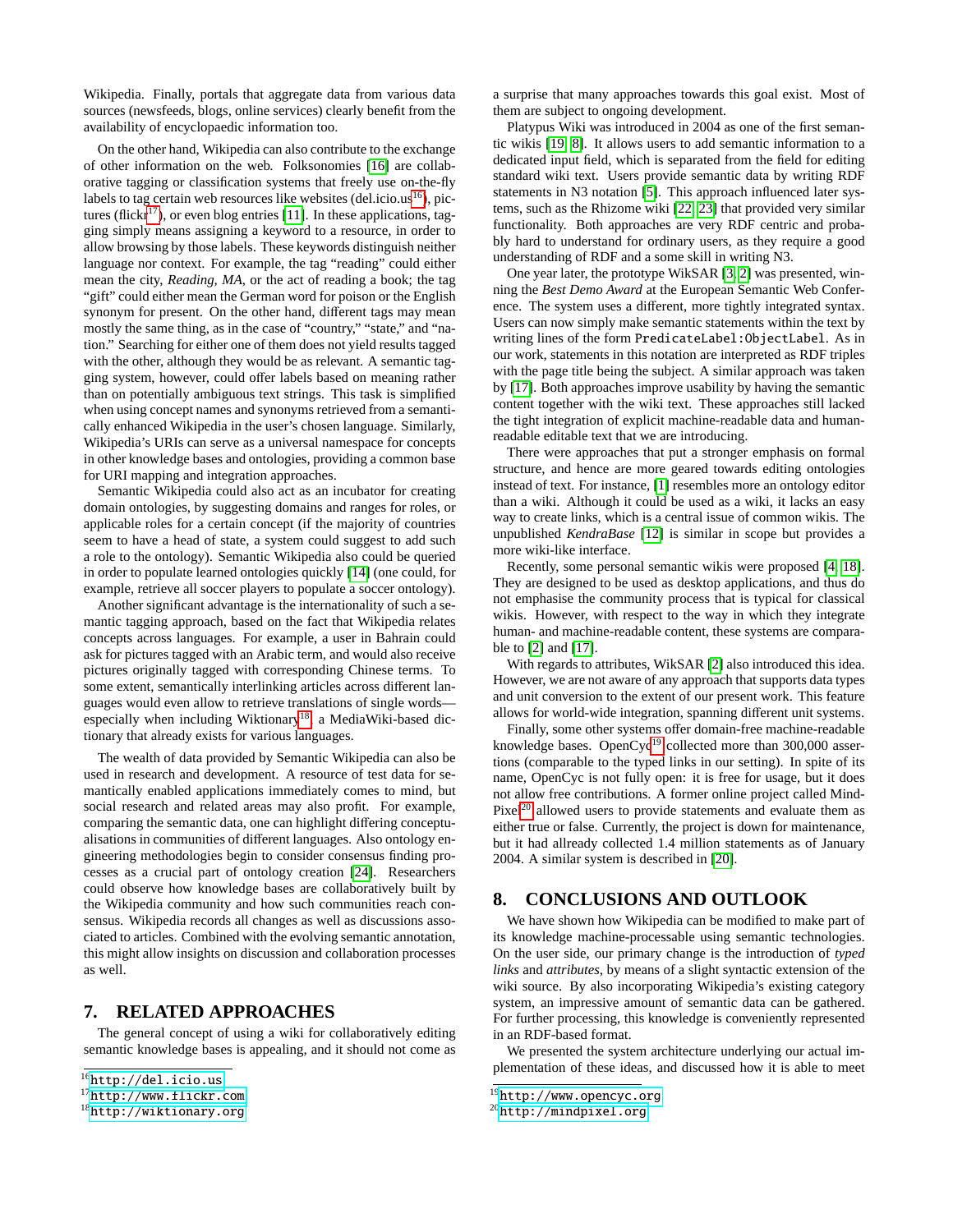Wikipedia. Finally, portals that aggregate data from various data sources (newsfeeds, blogs, online services) clearly benefit from the availability of encyclopaedic information too.

On the other hand, Wikipedia can also contribute to the exchange of other information on the web. Folksonomies [16] are collaborative tagging or classification systems that freely use on-the-fly labels to tag certain web resources like websites (del.icio.us[16]), pictures (flickr[17]), or even blog entries [11]. In these applications, tagging simply means assigning a keyword to a resource, in order to allow browsing by those labels. These keywords distinguish neither language nor context. For example, the tag "reading" could either mean the city, *Reading, MA*, or the act of reading a book; the tag "gift" could either mean the German word for poison or the English synonym for present. On the other hand, different tags may mean mostly the same thing, as in the case of "country," "state," and "nation." Searching for either one of them does not yield results tagged with the other, although they would be as relevant. A semantic tagging system, however, could offer labels based on meaning rather than on potentially ambiguous text strings. This task is simplified when using concept names and synonyms retrieved from a semantically enhanced Wikipedia in the user's chosen language. Similarly, Wikipedia's URIs can serve as a universal namespace for concepts in other knowledge bases and ontologies, providing a common base for URI mapping and integration approaches.

Semantic Wikipedia could also act as an incubator for creating domain ontologies, by suggesting domains and ranges for roles, or applicable roles for a certain concept (if the majority of countries seem to have a head of state, a system could suggest to add such a role to the ontology). Semantic Wikipedia also could be queried in order to populate learned ontologies quickly [14] (one could, for example, retrieve all soccer players to populate a soccer ontology).

Another significant advantage is the internationality of such a semantic tagging approach, based on the fact that Wikipedia relates concepts across languages. For example, a user in Bahrain could ask for pictures tagged with an Arabic term, and would also receive pictures originally tagged with corresponding Chinese terms. To some extent, semantically interlinking articles across different languages would even allow to retrieve translations of single words—especially when including Wiktionary[18], a MediaWiki-based dictionary that already exists for various languages.

The wealth of data provided by Semantic Wikipedia can also be used in research and development. A resource of test data for semantically enabled applications immediately comes to mind, but social research and related areas may also profit. For example, comparing the semantic data, one can highlight differing conceptualisations in communities of different languages. Also ontology engineering methodologies begin to consider consensus finding processes as a crucial part of ontology creation [24]. Researchers could observe how knowledge bases are collaboratively built by the Wikipedia community and how such communities reach consensus. Wikipedia records all changes as well as discussions associated to articles. Combined with the evolving semantic annotation, this might allow insights on discussion and collaboration processes as well.

## 7. RELATED APPROACHES

The general concept of using a wiki for collaboratively editing semantic knowledge bases is appealing, and it should not come as a surprise that many approaches towards this goal exist. Most of them are subject to ongoing development.

Platypus Wiki was introduced in 2004 as one of the first semantic wikis [19, 8]. It allows users to add semantic information to a dedicated input field, which is separated from the field for editing standard wiki text. Users provide semantic data by writing RDF statements in N3 notation [5]. This approach influenced later systems, such as the Rhizome wiki [22, 23] that provided very similar functionality. Both approaches are very RDF centric and probably hard to understand for ordinary users, as they require a good understanding of RDF and a some skill in writing N3.

One year later, the prototype WikSAR [3, 2] was presented, winning the *Best Demo Award* at the European Semantic Web Conference. The system uses a different, more tightly integrated syntax. Users can now simply make semantic statements within the text by writing lines of the form `PredicateLabel:ObjectLabel`. As in our work, statements in this notation are interpreted as RDF triples with the page title being the subject. A similar approach was taken by [17]. Both approaches improve usability by having the semantic content together with the wiki text. These approaches still lacked the tight integration of explicit machine-readable data and human-readable editable text that we are introducing.

There were approaches that put a stronger emphasis on formal structure, and hence are more geared towards editing ontologies instead of text. For instance, [1] resembles more an ontology editor than a wiki. Although it could be used as a wiki, it lacks an easy way to create links, which is a central issue of common wikis. The unpublished *KendraBase* [12] is similar in scope but provides a more wiki-like interface.

Recently, some personal semantic wikis were proposed [4, 18]. They are designed to be used as desktop applications, and thus do not emphasise the community process that is typical for classical wikis. However, with respect to the way in which they integrate human- and machine-readable content, these systems are comparable to [2] and [17].

With regards to attributes, WikSAR [2] also introduced this idea. However, we are not aware of any approach that supports data types and unit conversion to the extent of our present work. This feature allows for world-wide integration, spanning different unit systems.

Finally, some other systems offer domain-free machine-readable knowledge bases. OpenCyc[19] collected more than 300,000 assertions (comparable to the typed links in our setting). In spite of its name, OpenCyc is not fully open: it is free for usage, but it does not allow free contributions. A former online project called MindPixel[20] allowed users to provide statements and evaluate them as either true or false. Currently, the project is down for maintenance, but it had allready collected 1.4 million statements as of January 2004. A similar system is described in [20].

## 8. CONCLUSIONS AND OUTLOOK

We have shown how Wikipedia can be modified to make part of its knowledge machine-processable using semantic technologies. On the user side, our primary change is the introduction of *typed links* and *attributes*, by means of a slight syntactic extension of the wiki source. By also incorporating Wikipedia's existing category system, an impressive amount of semantic data can be gathered. For further processing, this knowledge is conveniently represented in an RDF-based format.

We presented the system architecture underlying our actual implementation of these ideas, and discussed how it is able to meet

[16] http://del.icio.us
[17] http://www.flickr.com
[18] http://wiktionary.org
[19] http://www.opencyc.org
[20] http://mindpixel.org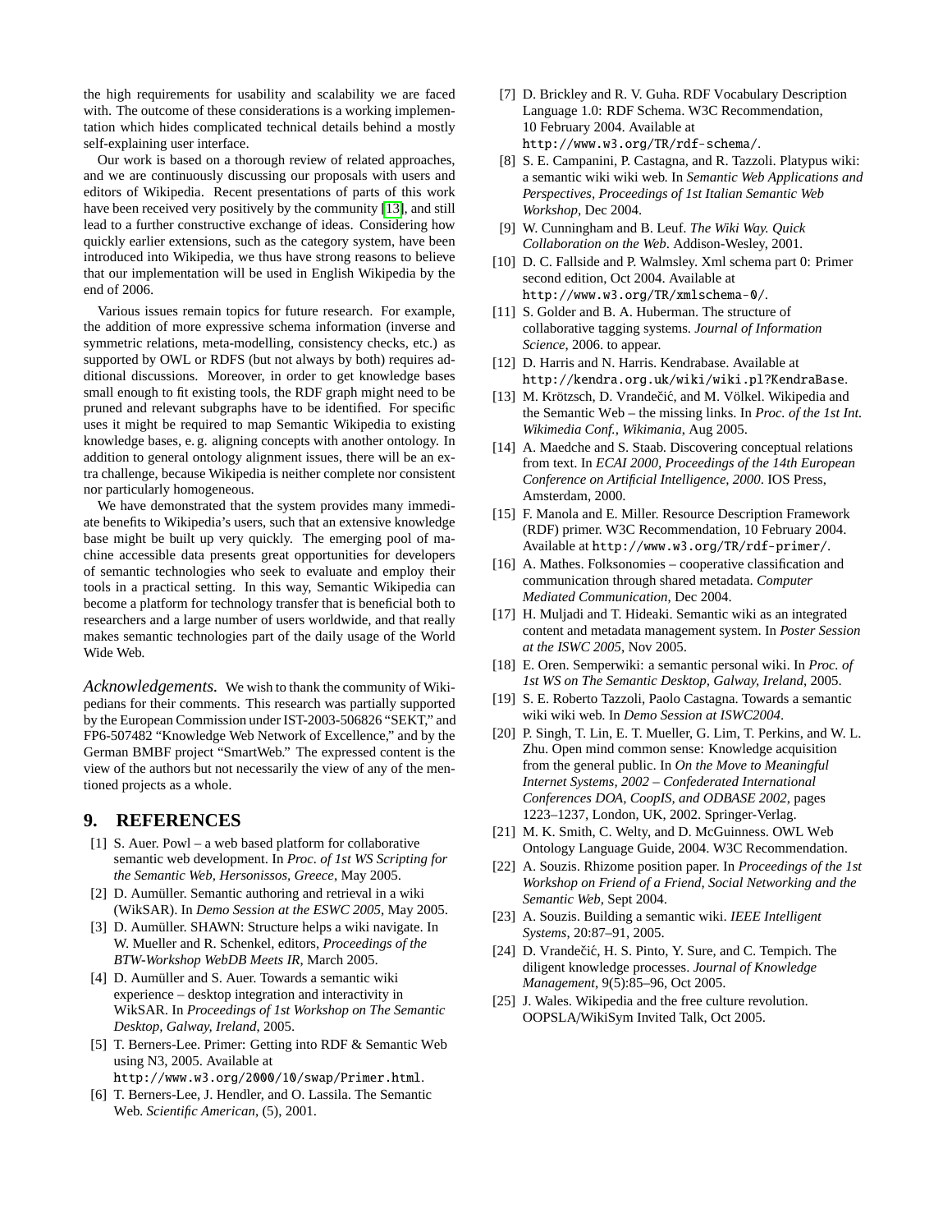the high requirements for usability and scalability we are faced with. The outcome of these considerations is a working implementation which hides complicated technical details behind a mostly self-explaining user interface.

Our work is based on a thorough review of related approaches, and we are continuously discussing our proposals with users and editors of Wikipedia. Recent presentations of parts of this work have been received very positively by the community [13], and still lead to a further constructive exchange of ideas. Considering how quickly earlier extensions, such as the category system, have been introduced into Wikipedia, we thus have strong reasons to believe that our implementation will be used in English Wikipedia by the end of 2006.

Various issues remain topics for future research. For example, the addition of more expressive schema information (inverse and symmetric relations, meta-modelling, consistency checks, etc.) as supported by OWL or RDFS (but not always by both) requires additional discussions. Moreover, in order to get knowledge bases small enough to fit existing tools, the RDF graph might need to be pruned and relevant subgraphs have to be identified. For specific uses it might be required to map Semantic Wikipedia to existing knowledge bases, e. g. aligning concepts with another ontology. In addition to general ontology alignment issues, there will be an extra challenge, because Wikipedia is neither complete nor consistent nor particularly homogeneous.

We have demonstrated that the system provides many immediate benefits to Wikipedia's users, such that an extensive knowledge base might be built up very quickly. The emerging pool of machine accessible data presents great opportunities for developers of semantic technologies who seek to evaluate and employ their tools in a practical setting. In this way, Semantic Wikipedia can become a platform for technology transfer that is beneficial both to researchers and a large number of users worldwide, and that really makes semantic technologies part of the daily usage of the World Wide Web.

*Acknowledgements.* We wish to thank the community of Wikipedians for their comments. This research was partially supported by the European Commission under IST-2003-506826 "SEKT," and FP6-507482 "Knowledge Web Network of Excellence," and by the German BMBF project "SmartWeb." The expressed content is the view of the authors but not necessarily the view of any of the mentioned projects as a whole.

## 9. REFERENCES

[1] S. Auer. Powl – a web based platform for collaborative semantic web development. In *Proc. of 1st WS Scripting for the Semantic Web, Hersonissos, Greece*, May 2005.

[2] D. Aumüller. Semantic authoring and retrieval in a wiki (WikSAR). In *Demo Session at the ESWC 2005*, May 2005.

[3] D. Aumüller. SHAWN: Structure helps a wiki navigate. In W. Mueller and R. Schenkel, editors, *Proceedings of the BTW-Workshop WebDB Meets IR*, March 2005.

[4] D. Aumüller and S. Auer. Towards a semantic wiki experience – desktop integration and interactivity in WikSAR. In *Proceedings of 1st Workshop on The Semantic Desktop, Galway, Ireland*, 2005.

[5] T. Berners-Lee. Primer: Getting into RDF & Semantic Web using N3, 2005. Available at http://www.w3.org/2000/10/swap/Primer.html.

[6] T. Berners-Lee, J. Hendler, and O. Lassila. The Semantic Web. *Scientific American*, (5), 2001.

[7] D. Brickley and R. V. Guha. RDF Vocabulary Description Language 1.0: RDF Schema. W3C Recommendation, 10 February 2004. Available at http://www.w3.org/TR/rdf-schema/.

[8] S. E. Campanini, P. Castagna, and R. Tazzoli. Platypus wiki: a semantic wiki wiki web. In *Semantic Web Applications and Perspectives, Proceedings of 1st Italian Semantic Web Workshop*, Dec 2004.

[9] W. Cunningham and B. Leuf. *The Wiki Way. Quick Collaboration on the Web*. Addison-Wesley, 2001.

[10] D. C. Fallside and P. Walmsley. Xml schema part 0: Primer second edition, Oct 2004. Available at http://www.w3.org/TR/xmlschema-0/.

[11] S. Golder and B. A. Huberman. The structure of collaborative tagging systems. *Journal of Information Science*, 2006. to appear.

[12] D. Harris and N. Harris. Kendrabase. Available at http://kendra.org.uk/wiki/wiki.pl?KendraBase.

[13] M. Krötzsch, D. Vrandečić, and M. Völkel. Wikipedia and the Semantic Web – the missing links. In *Proc. of the 1st Int. Wikimedia Conf., Wikimania*, Aug 2005.

[14] A. Maedche and S. Staab. Discovering conceptual relations from text. In *ECAI 2000, Proceedings of the 14th European Conference on Artificial Intelligence, 2000*. IOS Press, Amsterdam, 2000.

[15] F. Manola and E. Miller. Resource Description Framework (RDF) primer. W3C Recommendation, 10 February 2004. Available at http://www.w3.org/TR/rdf-primer/.

[16] A. Mathes. Folksonomies – cooperative classification and communication through shared metadata. *Computer Mediated Communication*, Dec 2004.

[17] H. Muljadi and T. Hideaki. Semantic wiki as an integrated content and metadata management system. In *Poster Session at the ISWC 2005*, Nov 2005.

[18] E. Oren. Semperwiki: a semantic personal wiki. In *Proc. of 1st WS on The Semantic Desktop, Galway, Ireland*, 2005.

[19] S. E. Roberto Tazzoli, Paolo Castagna. Towards a semantic wiki wiki web. In *Demo Session at ISWC2004*.

[20] P. Singh, T. Lin, E. T. Mueller, G. Lim, T. Perkins, and W. L. Zhu. Open mind common sense: Knowledge acquisition from the general public. In *On the Move to Meaningful Internet Systems, 2002 – Confederated International Conferences DOA, CoopIS, and ODBASE 2002*, pages 1223–1237, London, UK, 2002. Springer-Verlag.

[21] M. K. Smith, C. Welty, and D. McGuinness. OWL Web Ontology Language Guide, 2004. W3C Recommendation.

[22] A. Souzis. Rhizome position paper. In *Proceedings of the 1st Workshop on Friend of a Friend, Social Networking and the Semantic Web*, Sept 2004.

[23] A. Souzis. Building a semantic wiki. *IEEE Intelligent Systems*, 20:87–91, 2005.

[24] D. Vrandečić, H. S. Pinto, Y. Sure, and C. Tempich. The diligent knowledge processes. *Journal of Knowledge Management*, 9(5):85–96, Oct 2005.

[25] J. Wales. Wikipedia and the free culture revolution. OOPSLA/WikiSym Invited Talk, Oct 2005.